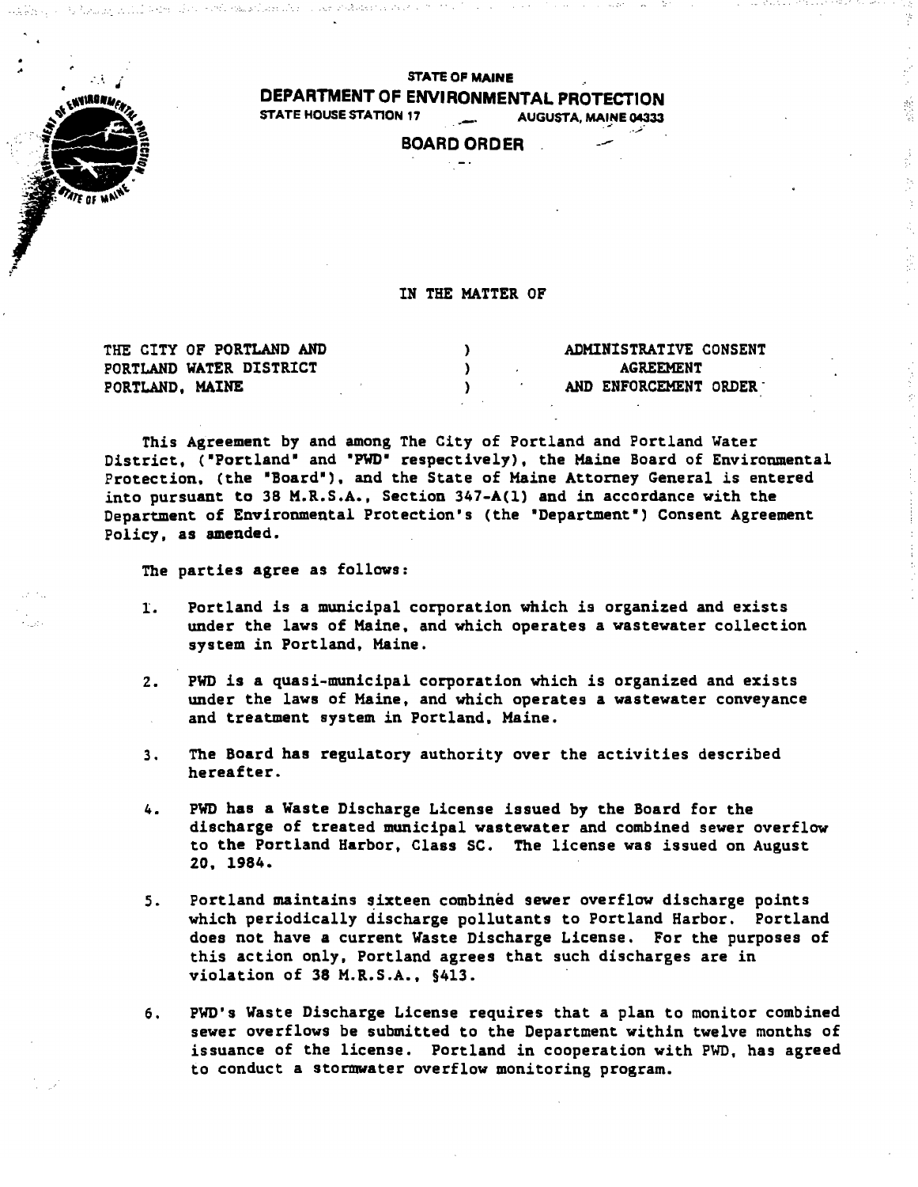STATE OF MAINE

# DEPARTMENT OF ENVIRONMENTAL PROTECTION

STATE HOUSE STATION 17 AUGUSTA, MAINE 04333

## BOARD ORDER

IN THE MATTER OF

| | | |
|---|---|---|
| THE CITY OF PORTLAND AND | ) | ADMINISTRATIVE CONSENT |
| PORTLAND WATER DISTRICT | ) | AGREEMENT |
| PORTLAND, MAINE | ) | AND ENFORCEMENT ORDER |

This Agreement by and among The City of Portland and Portland Water District, ("Portland" and "PWD" respectively), the Maine Board of Environmental Protection, (the "Board"), and the State of Maine Attorney General is entered into pursuant to 38 M.R.S.A., Section 347-A(1) and in accordance with the Department of Environmental Protection's (the "Department") Consent Agreement Policy, as amended.

The parties agree as follows:

1. Portland is a municipal corporation which is organized and exists under the laws of Maine, and which operates a wastewater collection system in Portland, Maine.

2. PWD is a quasi-municipal corporation which is organized and exists under the laws of Maine, and which operates a wastewater conveyance and treatment system in Portland, Maine.

3. The Board has regulatory authority over the activities described hereafter.

4. PWD has a Waste Discharge License issued by the Board for the discharge of treated municipal wastewater and combined sewer overflow to the Portland Harbor, Class SC. The license was issued on August 20, 1984.

5. Portland maintains sixteen combined sewer overflow discharge points which periodically discharge pollutants to Portland Harbor. Portland does not have a current Waste Discharge License. For the purposes of this action only, Portland agrees that such discharges are in violation of 38 M.R.S.A., §413.

6. PWD's Waste Discharge License requires that a plan to monitor combined sewer overflows be submitted to the Department within twelve months of issuance of the license. Portland in cooperation with PWD, has agreed to conduct a stormwater overflow monitoring program.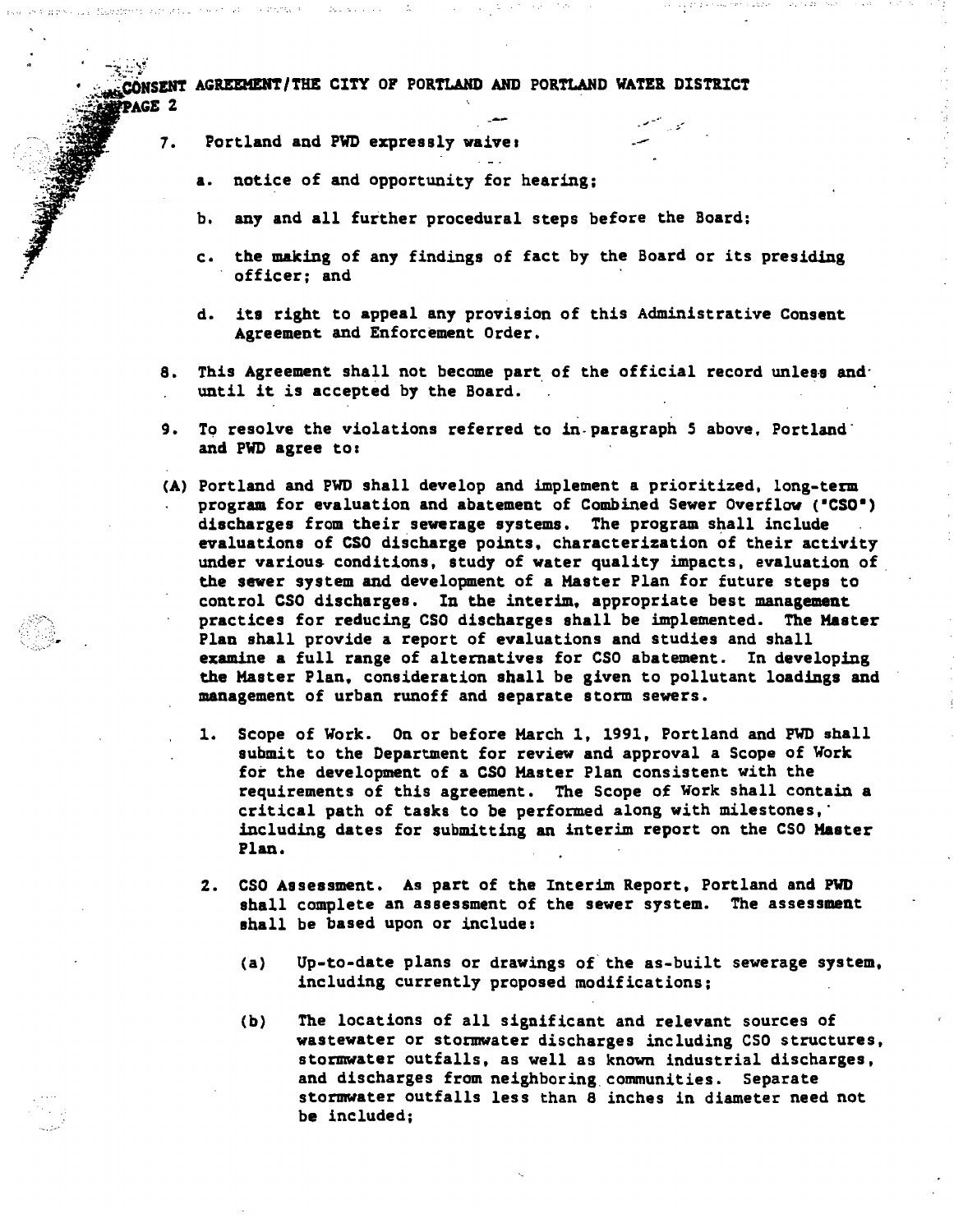7. Portland and PWD expressly waive:

   a. notice of and opportunity for hearing;

   b. any and all further procedural steps before the Board;

   c. the making of any findings of fact by the Board or its presiding officer; and

   d. its right to appeal any provision of this Administrative Consent Agreement and Enforcement Order.

8. This Agreement shall not become part of the official record unless and until it is accepted by the Board.

9. To resolve the violations referred to in paragraph 5 above, Portland and PWD agree to:

(A) Portland and PWD shall develop and implement a prioritized, long-term program for evaluation and abatement of Combined Sewer Overflow ("CSO") discharges from their sewerage systems. The program shall include evaluations of CSO discharge points, characterization of their activity under various conditions, study of water quality impacts, evaluation of the sewer system and development of a Master Plan for future steps to control CSO discharges. In the interim, appropriate best management practices for reducing CSO discharges shall be implemented. The Master Plan shall provide a report of evaluations and studies and shall examine a full range of alternatives for CSO abatement. In developing the Master Plan, consideration shall be given to pollutant loadings and management of urban runoff and separate storm sewers.

   1. Scope of Work. On or before March 1, 1991, Portland and PWD shall submit to the Department for review and approval a Scope of Work for the development of a CSO Master Plan consistent with the requirements of this agreement. The Scope of Work shall contain a critical path of tasks to be performed along with milestones, including dates for submitting an interim report on the CSO Master Plan.

   2. CSO Assessment. As part of the Interim Report, Portland and PWD shall complete an assessment of the sewer system. The assessment shall be based upon or include:

      (a) Up-to-date plans or drawings of the as-built sewerage system, including currently proposed modifications;

      (b) The locations of all significant and relevant sources of wastewater or stormwater discharges including CSO structures, stormwater outfalls, as well as known industrial discharges, and discharges from neighboring communities. Separate stormwater outfalls less than 8 inches in diameter need not be included;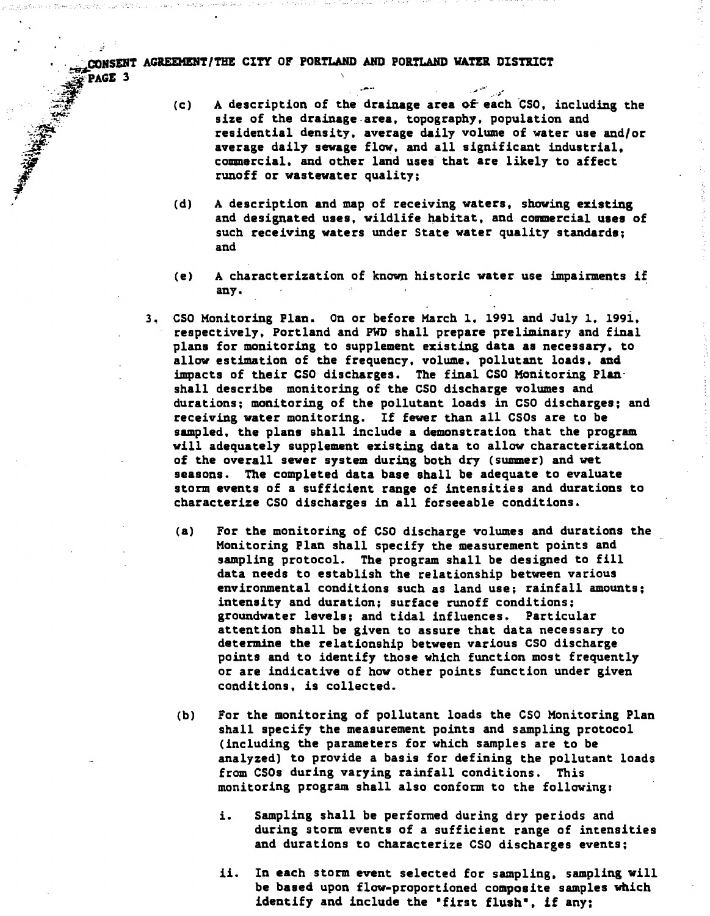(c) A description of the drainage area of each CSO, including the size of the drainage area, topography, population and residential density, average daily volume of water use and/or average daily sewage flow, and all significant industrial, commercial, and other land uses that are likely to affect runoff or wastewater quality;

(d) A description and map of receiving waters, showing existing and designated uses, wildlife habitat, and commercial uses of such receiving waters under State water quality standards; and

(e) A characterization of known historic water use impairments if any.

3. CSO Monitoring Plan. On or before March 1, 1991 and July 1, 1991, respectively, Portland and PWD shall prepare preliminary and final plans for monitoring to supplement existing data as necessary, to allow estimation of the frequency, volume, pollutant loads, and impacts of their CSO discharges. The final CSO Monitoring Plan shall describe monitoring of the CSO discharge volumes and durations; monitoring of the pollutant loads in CSO discharges; and receiving water monitoring. If fewer than all CSOs are to be sampled, the plans shall include a demonstration that the program will adequately supplement existing data to allow characterization of the overall sewer system during both dry (summer) and wet seasons. The completed data base shall be adequate to evaluate storm events of a sufficient range of intensities and durations to characterize CSO discharges in all forseeable conditions.

   (a) For the monitoring of CSO discharge volumes and durations the Monitoring Plan shall specify the measurement points and sampling protocol. The program shall be designed to fill data needs to establish the relationship between various environmental conditions such as land use; rainfall amounts; intensity and duration; surface runoff conditions; groundwater levels; and tidal influences. Particular attention shall be given to assure that data necessary to determine the relationship between various CSO discharge points and to identify those which function most frequently or are indicative of how other points function under given conditions, is collected.

   (b) For the monitoring of pollutant loads the CSO Monitoring Plan shall specify the measurement points and sampling protocol (including the parameters for which samples are to be analyzed) to provide a basis for defining the pollutant loads from CSOs during varying rainfall conditions. This monitoring program shall also conform to the following:

      i. Sampling shall be performed during dry periods and during storm events of a sufficient range of intensities and durations to characterize CSO discharges events;

      ii. In each storm event selected for sampling, sampling will be based upon flow-proportioned composite samples which identify and include the "first flush", if any;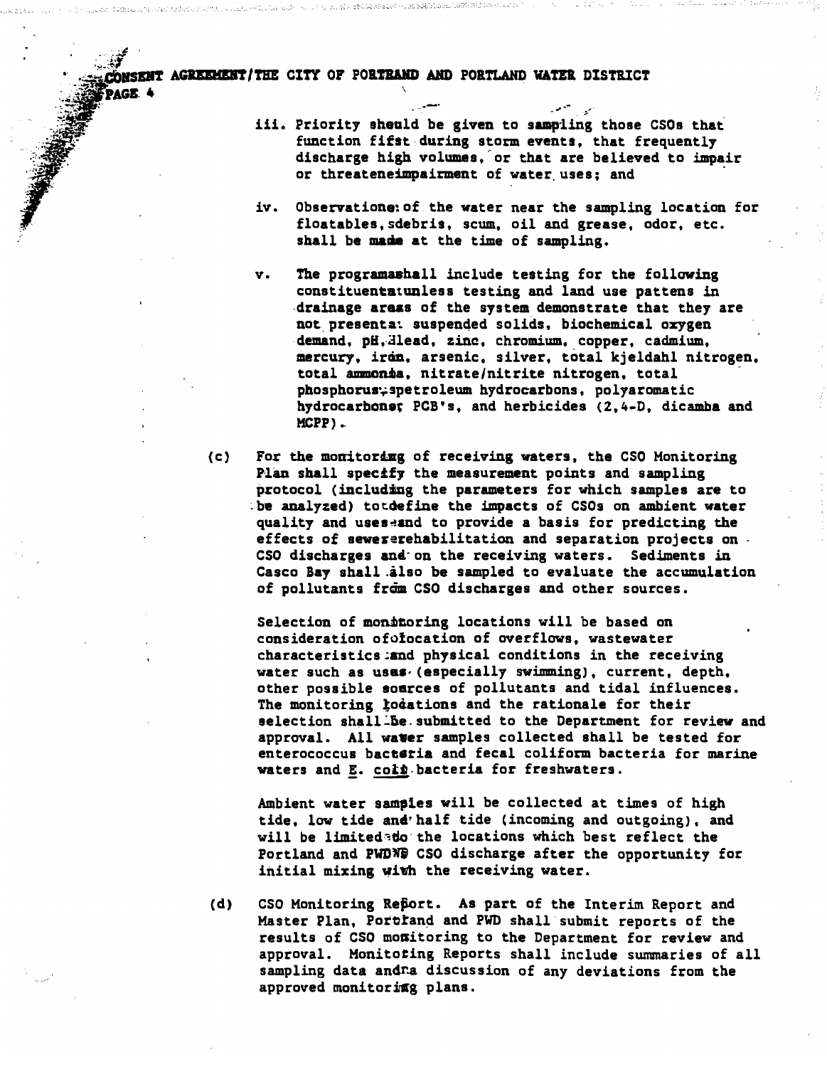iii. Priority should be given to sampling those CSOs that function first during storm events, that frequently discharge high volumes, or that are believed to impair or threaten impairment of water uses; and

iv. Observations of the water near the sampling location for floatables, debris, scum, oil and grease, odor, etc. shall be made at the time of sampling.

v. The program shall include testing for the following constituents unless testing and land use pattens in drainage areas of the system demonstrate that they are not present: suspended solids, biochemical oxygen demand, pH, lead, zinc, chromium, copper, cadmium, mercury, iron, arsenic, silver, total kjeldahl nitrogen, total ammonia, nitrate/nitrite nitrogen, total phosphorus, petroleum hydrocarbons, polyaromatic hydrocarbons, PCB's, and herbicides (2,4-D, dicamba and MCPP).

(c) For the monitoring of receiving waters, the CSO Monitoring Plan shall specify the measurement points and sampling protocol (including the parameters for which samples are to be analyzed) to define the impacts of CSOs on ambient water quality and uses and to provide a basis for predicting the effects of sewer rehabilitation and separation projects on CSO discharges and on the receiving waters. Sediments in Casco Bay shall also be sampled to evaluate the accumulation of pollutants from CSO discharges and other sources.

Selection of monitoring locations will be based on consideration of location of overflows, wastewater characteristics and physical conditions in the receiving water such as uses (especially swimming), current, depth, other possible sources of pollutants and tidal influences. The monitoring locations and the rationale for their selection shall be submitted to the Department for review and approval. All water samples collected shall be tested for enterococcus bacteria and fecal coliform bacteria for marine waters and E. coli bacteria for freshwaters.

Ambient water samples will be collected at times of high tide, low tide and half tide (incoming and outgoing), and will be limited to the locations which best reflect the Portland and PWD CSO discharge after the opportunity for initial mixing with the receiving water.

(d) CSO Monitoring Report. As part of the Interim Report and Master Plan, Portland and PWD shall submit reports of the results of CSO monitoring to the Department for review and approval. Monitoring Reports shall include summaries of all sampling data and a discussion of any deviations from the approved monitoring plans.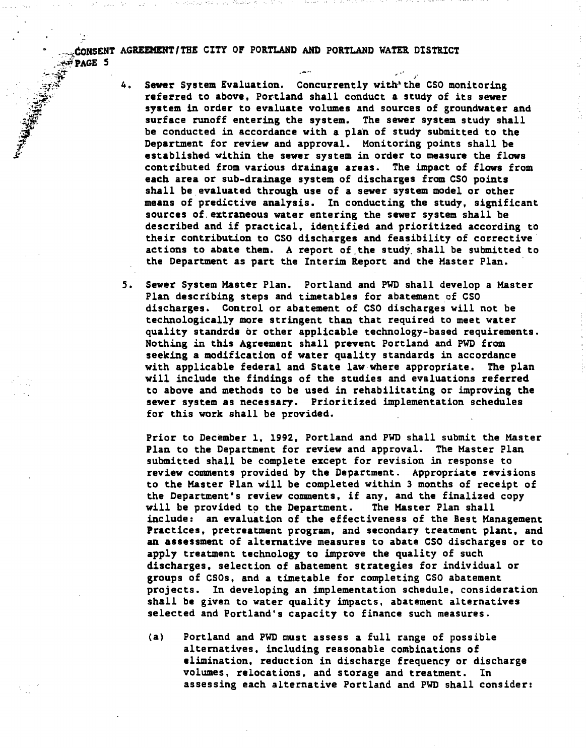4. **Sewer System Evaluation.** Concurrently with the CSO monitoring referred to above, Portland shall conduct a study of its sewer system in order to evaluate volumes and sources of groundwater and surface runoff entering the system. The sewer system study shall be conducted in accordance with a plan of study submitted to the Department for review and approval. Monitoring points shall be established within the sewer system in order to measure the flows contributed from various drainage areas. The impact of flows from each area or sub-drainage system of discharges from CSO points shall be evaluated through use of a sewer system model or other means of predictive analysis. In conducting the study, significant sources of extraneous water entering the sewer system shall be described and if practical, identified and prioritized according to their contribution to CSO discharges and feasibility of corrective actions to abate them. A report of the study shall be submitted to the Department as part the Interim Report and the Master Plan.

5. **Sewer System Master Plan.** Portland and PWD shall develop a Master Plan describing steps and timetables for abatement of CSO discharges. Control or abatement of CSO discharges will not be technologically more stringent than that required to meet water quality standrds or other applicable technology-based requirements. Nothing in this Agreement shall prevent Portland and PWD from seeking a modification of water quality standards in accordance with applicable federal and State law where appropriate. The plan will include the findings of the studies and evaluations referred to above and methods to be used in rehabilitating or improving the sewer system as necessary. Prioritized implementation schedules for this work shall be provided.

   Prior to December 1, 1992, Portland and PWD shall submit the Master Plan to the Department for review and approval. The Master Plan submitted shall be complete except for revision in response to review comments provided by the Department. Appropriate revisions to the Master Plan will be completed within 3 months of receipt of the Department's review comments, if any, and the finalized copy will be provided to the Department. The Master Plan shall include: an evaluation of the effectiveness of the Best Management Practices, pretreatment program, and secondary treatment plant, and an assessment of alternative measures to abate CSO discharges or to apply treatment technology to improve the quality of such discharges, selection of abatement strategies for individual or groups of CSOs, and a timetable for completing CSO abatement projects. In developing an implementation schedule, consideration shall be given to water quality impacts, abatement alternatives selected and Portland's capacity to finance such measures.

   (a) Portland and PWD must assess a full range of possible alternatives, including reasonable combinations of elimination, reduction in discharge frequency or discharge volumes, relocations, and storage and treatment. In assessing each alternative Portland and PWD shall consider: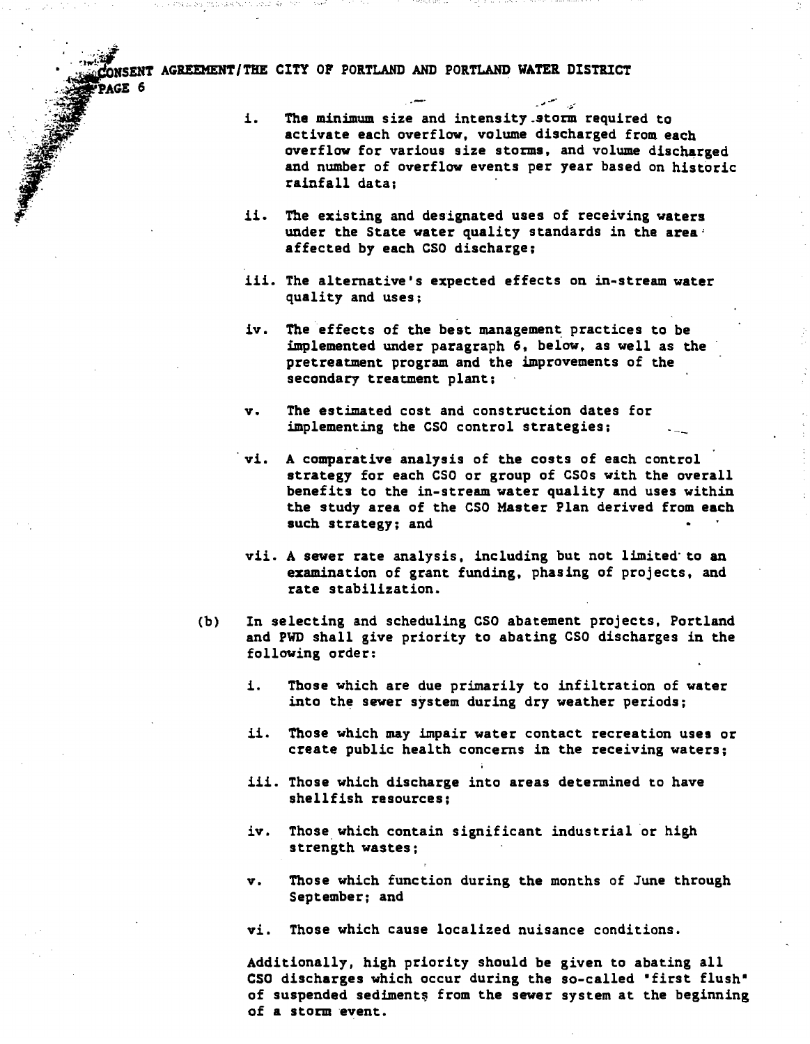i. The minimum size and intensity storm required to activate each overflow, volume discharged from each overflow for various size storms, and volume discharged and number of overflow events per year based on historic rainfall data;

ii. The existing and designated uses of receiving waters under the State water quality standards in the area affected by each CSO discharge;

iii. The alternative's expected effects on in-stream water quality and uses;

iv. The effects of the best management practices to be implemented under paragraph 6, below, as well as the pretreatment program and the improvements of the secondary treatment plant;

v. The estimated cost and construction dates for implementing the CSO control strategies;

vi. A comparative analysis of the costs of each control strategy for each CSO or group of CSOs with the overall benefits to the in-stream water quality and uses within the study area of the CSO Master Plan derived from each such strategy; and

vii. A sewer rate analysis, including but not limited to an examination of grant funding, phasing of projects, and rate stabilization.

(b) In selecting and scheduling CSO abatement projects, Portland and PWD shall give priority to abating CSO discharges in the following order:

i. Those which are due primarily to infiltration of water into the sewer system during dry weather periods;

ii. Those which may impair water contact recreation uses or create public health concerns in the receiving waters;

iii. Those which discharge into areas determined to have shellfish resources;

iv. Those which contain significant industrial or high strength wastes;

v. Those which function during the months of June through September; and

vi. Those which cause localized nuisance conditions.

Additionally, high priority should be given to abating all CSO discharges which occur during the so-called "first flush" of suspended sediments from the sewer system at the beginning of a storm event.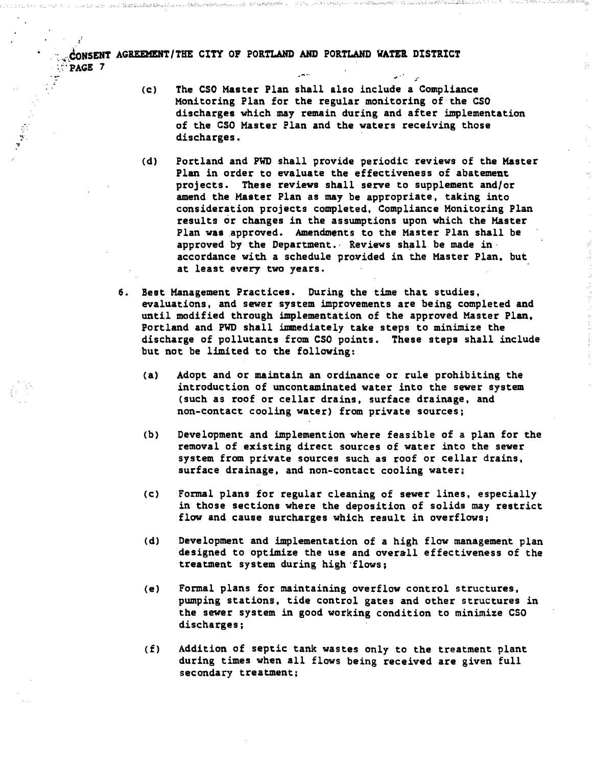(c) The CSO Master Plan shall also include a Compliance Monitoring Plan for the regular monitoring of the CSO discharges which may remain during and after implementation of the CSO Master Plan and the waters receiving those discharges.

(d) Portland and PWD shall provide periodic reviews of the Master Plan in order to evaluate the effectiveness of abatement projects. These reviews shall serve to supplement and/or amend the Master Plan as may be appropriate, taking into consideration projects completed, Compliance Monitoring Plan results or changes in the assumptions upon which the Master Plan was approved. Amendments to the Master Plan shall be approved by the Department. Reviews shall be made in accordance with a schedule provided in the Master Plan, but at least every two years.

6. Best Management Practices. During the time that studies, evaluations, and sewer system improvements are being completed and until modified through implementation of the approved Master Plan, Portland and PWD shall immediately take steps to minimize the discharge of pollutants from CSO points. These steps shall include but not be limited to the following:

   (a) Adopt and or maintain an ordinance or rule prohibiting the introduction of uncontaminated water into the sewer system (such as roof or cellar drains, surface drainage, and non-contact cooling water) from private sources;

   (b) Development and implemention where feasible of a plan for the removal of existing direct sources of water into the sewer system from private sources such as roof or cellar drains, surface drainage, and non-contact cooling water;

   (c) Formal plans for regular cleaning of sewer lines, especially in those sections where the deposition of solids may restrict flow and cause surcharges which result in overflows;

   (d) Development and implementation of a high flow management plan designed to optimize the use and overall effectiveness of the treatment system during high flows;

   (e) Formal plans for maintaining overflow control structures, pumping stations, tide control gates and other structures in the sewer system in good working condition to minimize CSO discharges;

   (f) Addition of septic tank wastes only to the treatment plant during times when all flows being received are given full secondary treatment;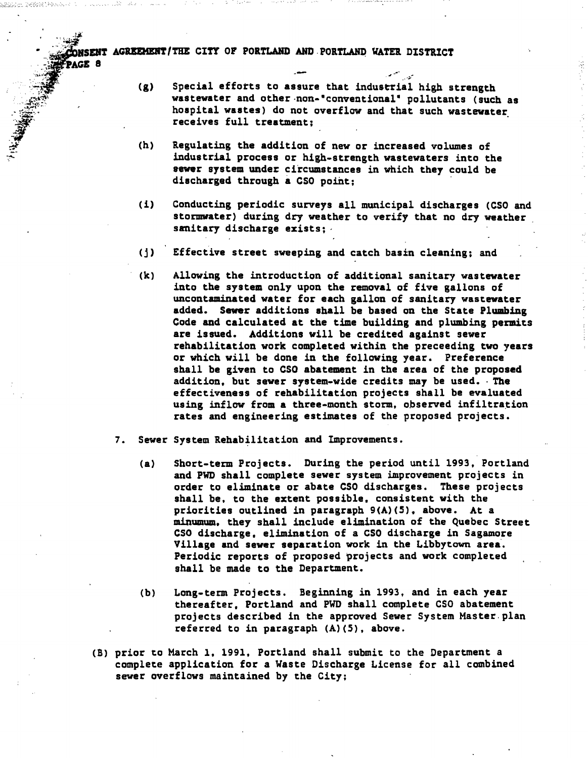(g) Special efforts to assure that industrial high strength wastewater and other non-"conventional" pollutants (such as hospital wastes) do not overflow and that such wastewater receives full treatment;

(h) Regulating the addition of new or increased volumes of industrial process or high-strength wastewaters into the sewer system under circumstances in which they could be discharged through a CSO point;

(i) Conducting periodic surveys all municipal discharges (CSO and stormwater) during dry weather to verify that no dry weather sanitary discharge exists;

(j) Effective street sweeping and catch basin cleaning; and

(k) Allowing the introduction of additional sanitary wastewater into the system only upon the removal of five gallons of uncontaminated water for each gallon of sanitary wastewater added. Sewer additions shall be based on the State Plumbing Code and calculated at the time building and plumbing permits are issued. Additions will be credited against sewer rehabilitation work completed within the preceeding two years or which will be done in the following year. Preference shall be given to CSO abatement in the area of the proposed addition, but sewer system-wide credits may be used. The effectiveness of rehabilitation projects shall be evaluated using inflow from a three-month storm, observed infiltration rates and engineering estimates of the proposed projects.

7. Sewer System Rehabilitation and Improvements.

   (a) Short-term Projects. During the period until 1993, Portland and PWD shall complete sewer system improvement projects in order to eliminate or abate CSO discharges. These projects shall be, to the extent possible, consistent with the priorities outlined in paragraph 9(A)(5), above. At a minumum, they shall include elimination of the Quebec Street CSO discharge, elimination of a CSO discharge in Sagamore Village and sewer separation work in the Libbytown area. Periodic reports of proposed projects and work completed shall be made to the Department.

   (b) Long-term Projects. Beginning in 1993, and in each year thereafter, Portland and PWD shall complete CSO abatement projects described in the approved Sewer System Master plan referred to in paragraph (A)(5), above.

(B) prior to March 1, 1991, Portland shall submit to the Department a complete application for a Waste Discharge License for all combined sewer overflows maintained by the City;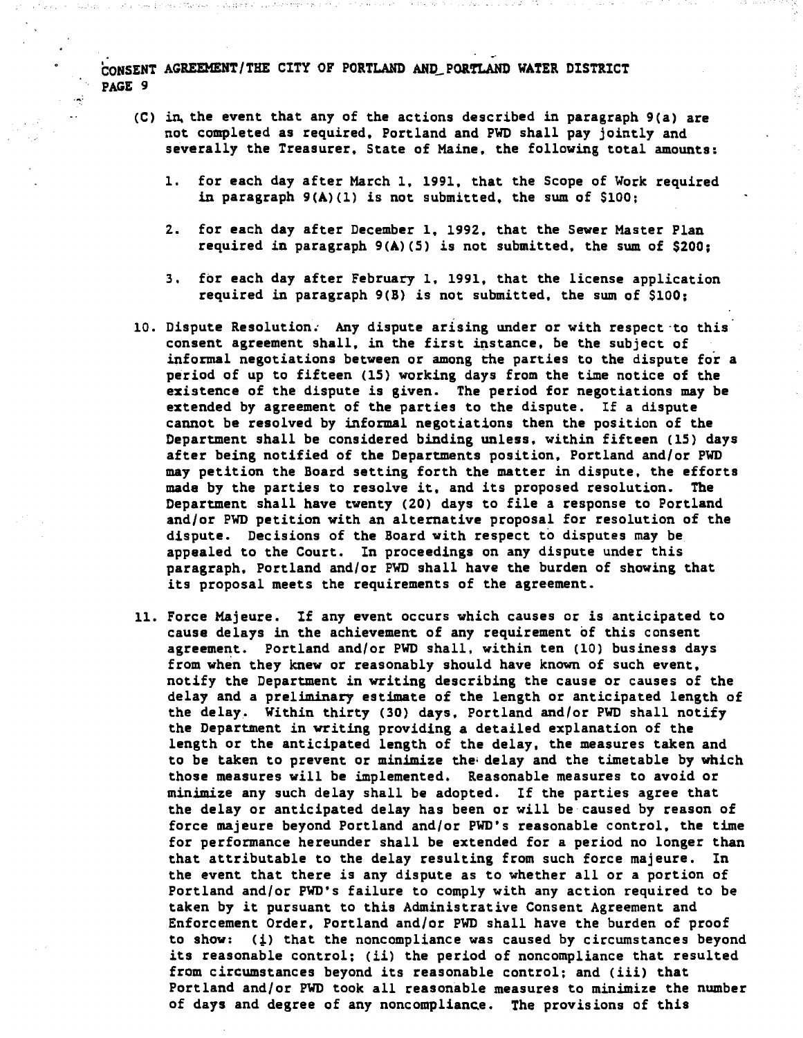(C) in the event that any of the actions described in paragraph 9(a) are not completed as required, Portland and PWD shall pay jointly and severally the Treasurer, State of Maine, the following total amounts:

1. for each day after March 1, 1991, that the Scope of Work required in paragraph 9(A)(1) is not submitted, the sum of $100;

2. for each day after December 1, 1992, that the Sewer Master Plan required in paragraph 9(A)(5) is not submitted, the sum of $200;

3. for each day after February 1, 1991, that the license application required in paragraph 9(B) is not submitted, the sum of $100;

10. Dispute Resolution. Any dispute arising under or with respect to this consent agreement shall, in the first instance, be the subject of informal negotiations between or among the parties to the dispute for a period of up to fifteen (15) working days from the time notice of the existence of the dispute is given. The period for negotiations may be extended by agreement of the parties to the dispute. If a dispute cannot be resolved by informal negotiations then the position of the Department shall be considered binding unless, within fifteen (15) days after being notified of the Departments position, Portland and/or PWD may petition the Board setting forth the matter in dispute, the efforts made by the parties to resolve it, and its proposed resolution. The Department shall have twenty (20) days to file a response to Portland and/or PWD petition with an alternative proposal for resolution of the dispute. Decisions of the Board with respect to disputes may be appealed to the Court. In proceedings on any dispute under this paragraph, Portland and/or PWD shall have the burden of showing that its proposal meets the requirements of the agreement.

11. Force Majeure. If any event occurs which causes or is anticipated to cause delays in the achievement of any requirement of this consent agreement. Portland and/or PWD shall, within ten (10) business days from when they knew or reasonably should have known of such event, notify the Department in writing describing the cause or causes of the delay and a preliminary estimate of the length or anticipated length of the delay. Within thirty (30) days, Portland and/or PWD shall notify the Department in writing providing a detailed explanation of the length or the anticipated length of the delay, the measures taken and to be taken to prevent or minimize the delay and the timetable by which those measures will be implemented. Reasonable measures to avoid or minimize any such delay shall be adopted. If the parties agree that the delay or anticipated delay has been or will be caused by reason of force majeure beyond Portland and/or PWD's reasonable control, the time for performance hereunder shall be extended for a period no longer than that attributable to the delay resulting from such force majeure. In the event that there is any dispute as to whether all or a portion of Portland and/or PWD's failure to comply with any action required to be taken by it pursuant to this Administrative Consent Agreement and Enforcement Order, Portland and/or PWD shall have the burden of proof to show: (i) that the noncompliance was caused by circumstances beyond its reasonable control; (ii) the period of noncompliance that resulted from circumstances beyond its reasonable control; and (iii) that Portland and/or PWD took all reasonable measures to minimize the number of days and degree of any noncompliance. The provisions of this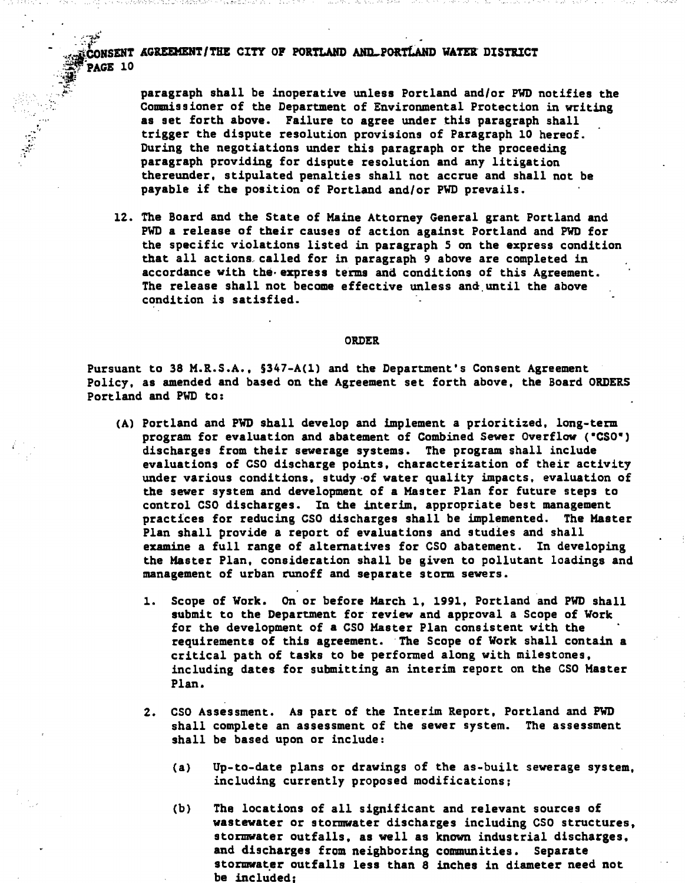paragraph shall be inoperative unless Portland and/or PWD notifies the Commissioner of the Department of Environmental Protection in writing as set forth above. Failure to agree under this paragraph shall trigger the dispute resolution provisions of Paragraph 10 hereof. During the negotiations under this paragraph or the proceeding paragraph providing for dispute resolution and any litigation thereunder, stipulated penalties shall not accrue and shall not be payable if the position of Portland and/or PWD prevails.

12. The Board and the State of Maine Attorney General grant Portland and PWD a release of their causes of action against Portland and PWD for the specific violations listed in paragraph 5 on the express condition that all actions called for in paragraph 9 above are completed in accordance with the express terms and conditions of this Agreement. The release shall not become effective unless and until the above condition is satisfied.

## ORDER

Pursuant to 38 M.R.S.A., §347-A(1) and the Department's Consent Agreement Policy, as amended and based on the Agreement set forth above, the Board ORDERS Portland and PWD to:

(A) Portland and PWD shall develop and implement a prioritized, long-term program for evaluation and abatement of Combined Sewer Overflow ("CSO") discharges from their sewerage systems. The program shall include evaluations of CSO discharge points, characterization of their activity under various conditions, study of water quality impacts, evaluation of the sewer system and development of a Master Plan for future steps to control CSO discharges. In the interim, appropriate best management practices for reducing CSO discharges shall be implemented. The Master Plan shall provide a report of evaluations and studies and shall examine a full range of alternatives for CSO abatement. In developing the Master Plan, consideration shall be given to pollutant loadings and management of urban runoff and separate storm sewers.

1. Scope of Work. On or before March 1, 1991, Portland and PWD shall submit to the Department for review and approval a Scope of Work for the development of a CSO Master Plan consistent with the requirements of this agreement. The Scope of Work shall contain a critical path of tasks to be performed along with milestones, including dates for submitting an interim report on the CSO Master Plan.

2. CSO Assessment. As part of the Interim Report, Portland and PWD shall complete an assessment of the sewer system. The assessment shall be based upon or include:

   (a) Up-to-date plans or drawings of the as-built sewerage system, including currently proposed modifications;

   (b) The locations of all significant and relevant sources of wastewater or stormwater discharges including CSO structures, stormwater outfalls, as well as known industrial discharges, and discharges from neighboring communities. Separate stormwater outfalls less than 8 inches in diameter need not be included;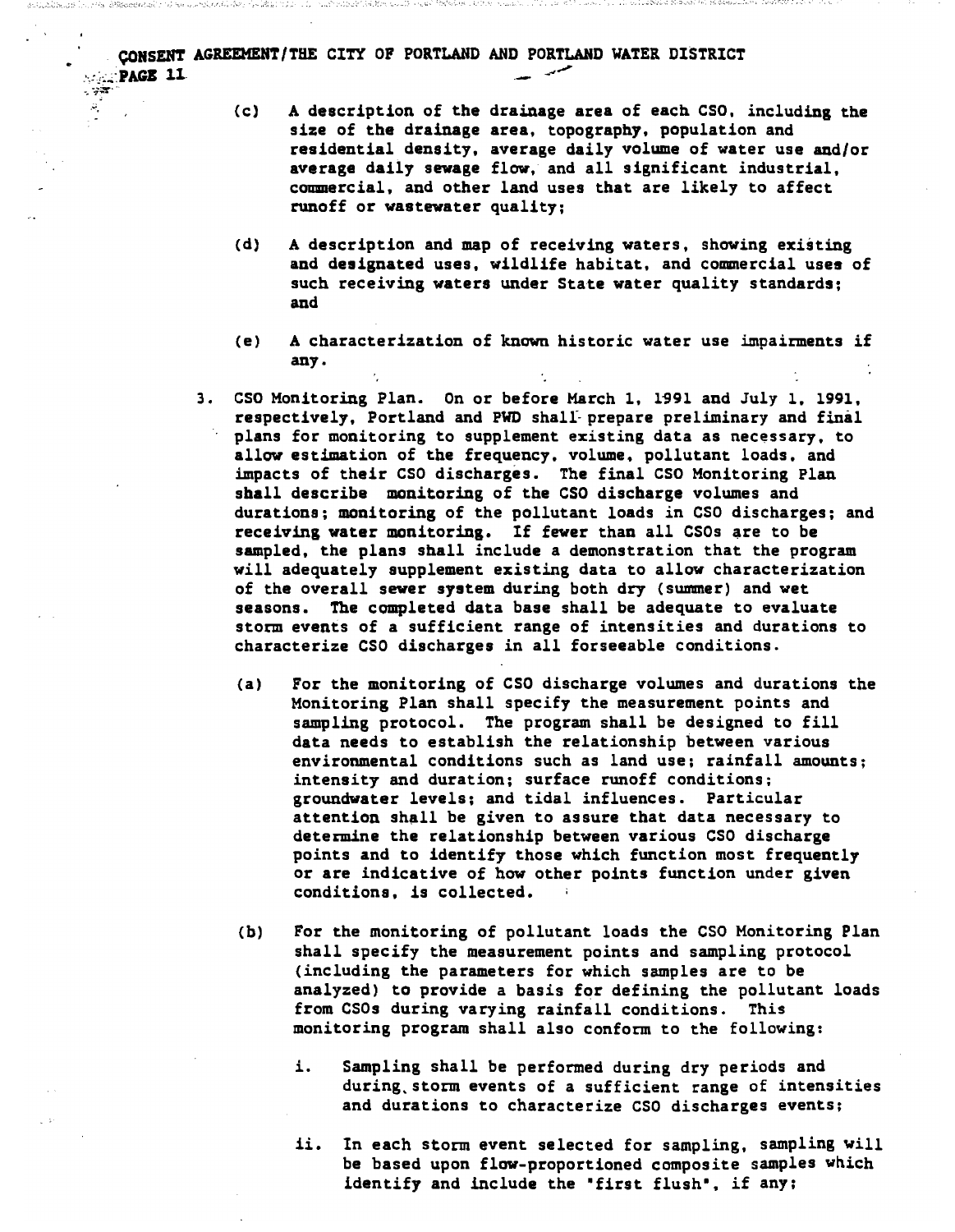(c) A description of the drainage area of each CSO, including the size of the drainage area, topography, population and residential density, average daily volume of water use and/or average daily sewage flow, and all significant industrial, commercial, and other land uses that are likely to affect runoff or wastewater quality;

(d) A description and map of receiving waters, showing existing and designated uses, wildlife habitat, and commercial uses of such receiving waters under State water quality standards; and

(e) A characterization of known historic water use impairments if any.

3. CSO Monitoring Plan. On or before March 1, 1991 and July 1, 1991, respectively, Portland and PWD shall prepare preliminary and final plans for monitoring to supplement existing data as necessary, to allow estimation of the frequency, volume, pollutant loads, and impacts of their CSO discharges. The final CSO Monitoring Plan shall describe monitoring of the CSO discharge volumes and durations; monitoring of the pollutant loads in CSO discharges; and receiving water monitoring. If fewer than all CSOs are to be sampled, the plans shall include a demonstration that the program will adequately supplement existing data to allow characterization of the overall sewer system during both dry (summer) and wet seasons. The completed data base shall be adequate to evaluate storm events of a sufficient range of intensities and durations to characterize CSO discharges in all forseeable conditions.

   (a) For the monitoring of CSO discharge volumes and durations the Monitoring Plan shall specify the measurement points and sampling protocol. The program shall be designed to fill data needs to establish the relationship between various environmental conditions such as land use; rainfall amounts; intensity and duration; surface runoff conditions; groundwater levels; and tidal influences. Particular attention shall be given to assure that data necessary to determine the relationship between various CSO discharge points and to identify those which function most frequently or are indicative of how other points function under given conditions, is collected.

   (b) For the monitoring of pollutant loads the CSO Monitoring Plan shall specify the measurement points and sampling protocol (including the parameters for which samples are to be analyzed) to provide a basis for defining the pollutant loads from CSOs during varying rainfall conditions. This monitoring program shall also conform to the following:

      i. Sampling shall be performed during dry periods and during storm events of a sufficient range of intensities and durations to characterize CSO discharges events;

      ii. In each storm event selected for sampling, sampling will be based upon flow-proportioned composite samples which identify and include the "first flush", if any;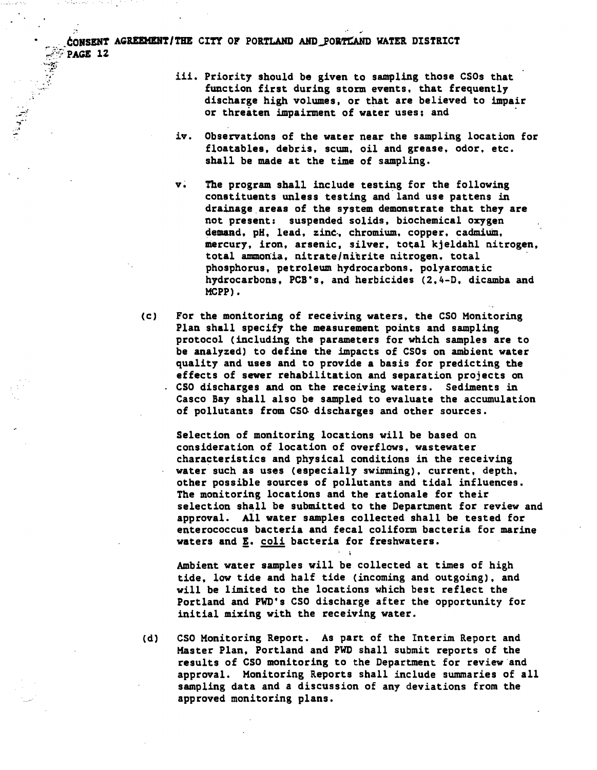iii. Priority should be given to sampling those CSOs that function first during storm events, that frequently discharge high volumes, or that are believed to impair or threaten impairment of water uses; and

iv. Observations of the water near the sampling location for floatables, debris, scum, oil and grease, odor, etc. shall be made at the time of sampling.

v. The program shall include testing for the following constituents unless testing and land use pattens in drainage areas of the system demonstrate that they are not present: suspended solids, biochemical oxygen demand, pH, lead, zinc, chromium, copper, cadmium, mercury, iron, arsenic, silver, total kjeldahl nitrogen, total ammonia, nitrate/nitrite nitrogen, total phosphorus, petroleum hydrocarbons, polyaromatic hydrocarbons, PCB's, and herbicides (2,4-D, dicamba and MCPP).

(c) For the monitoring of receiving waters, the CSO Monitoring Plan shall specify the measurement points and sampling protocol (including the parameters for which samples are to be analyzed) to define the impacts of CSOs on ambient water quality and uses and to provide a basis for predicting the effects of sewer rehabilitation and separation projects on CSO discharges and on the receiving waters. Sediments in Casco Bay shall also be sampled to evaluate the accumulation of pollutants from CSO discharges and other sources.

Selection of monitoring locations will be based on consideration of location of overflows, wastewater characteristics and physical conditions in the receiving water such as uses (especially swimming), current, depth, other possible sources of pollutants and tidal influences. The monitoring locations and the rationale for their selection shall be submitted to the Department for review and approval. All water samples collected shall be tested for enterococcus bacteria and fecal coliform bacteria for marine waters and E. coli bacteria for freshwaters.

Ambient water samples will be collected at times of high tide, low tide and half tide (incoming and outgoing), and will be limited to the locations which best reflect the Portland and PWD's CSO discharge after the opportunity for initial mixing with the receiving water.

(d) CSO Monitoring Report. As part of the Interim Report and Master Plan, Portland and PWD shall submit reports of the results of CSO monitoring to the Department for review and approval. Monitoring Reports shall include summaries of all sampling data and a discussion of any deviations from the approved monitoring plans.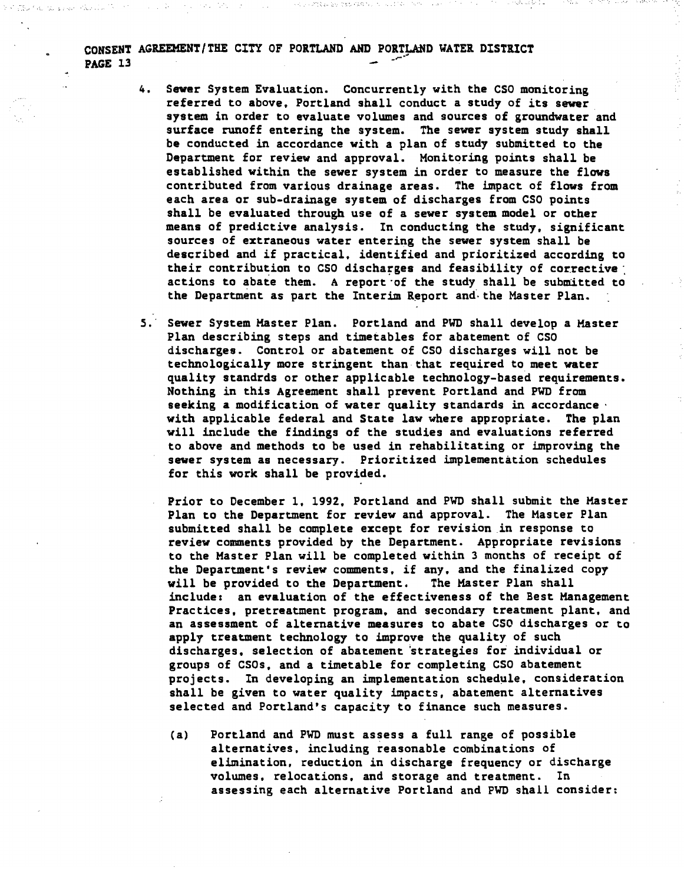4. **Sewer System Evaluation.** Concurrently with the CSO monitoring referred to above, Portland shall conduct a study of its sewer system in order to evaluate volumes and sources of groundwater and surface runoff entering the system. The sewer system study shall be conducted in accordance with a plan of study submitted to the Department for review and approval. Monitoring points shall be established within the sewer system in order to measure the flows contributed from various drainage areas. The impact of flows from each area or sub-drainage system of discharges from CSO points shall be evaluated through use of a sewer system model or other means of predictive analysis. In conducting the study, significant sources of extraneous water entering the sewer system shall be described and if practical, identified and prioritized according to their contribution to CSO discharges and feasibility of corrective actions to abate them. A report of the study shall be submitted to the Department as part the Interim Report and the Master Plan.

5. **Sewer System Master Plan.** Portland and PWD shall develop a Master Plan describing steps and timetables for abatement of CSO discharges. Control or abatement of CSO discharges will not be technologically more stringent than that required to meet water quality standrds or other applicable technology-based requirements. Nothing in this Agreement shall prevent Portland and PWD from seeking a modification of water quality standards in accordance with applicable federal and State law where appropriate. The plan will include the findings of the studies and evaluations referred to above and methods to be used in rehabilitating or improving the sewer system as necessary. Prioritized implementation schedules for this work shall be provided.

   Prior to December 1, 1992, Portland and PWD shall submit the Master Plan to the Department for review and approval. The Master Plan submitted shall be complete except for revision in response to review comments provided by the Department. Appropriate revisions to the Master Plan will be completed within 3 months of receipt of the Department's review comments, if any, and the finalized copy will be provided to the Department. The Master Plan shall include: an evaluation of the effectiveness of the Best Management Practices, pretreatment program, and secondary treatment plant, and an assessment of alternative measures to abate CSO discharges or to apply treatment technology to improve the quality of such discharges, selection of abatement strategies for individual or groups of CSOs, and a timetable for completing CSO abatement projects. In developing an implementation schedule, consideration shall be given to water quality impacts, abatement alternatives selected and Portland's capacity to finance such measures.

   (a) Portland and PWD must assess a full range of possible alternatives, including reasonable combinations of elimination, reduction in discharge frequency or discharge volumes, relocations, and storage and treatment. In assessing each alternative Portland and PWD shall consider: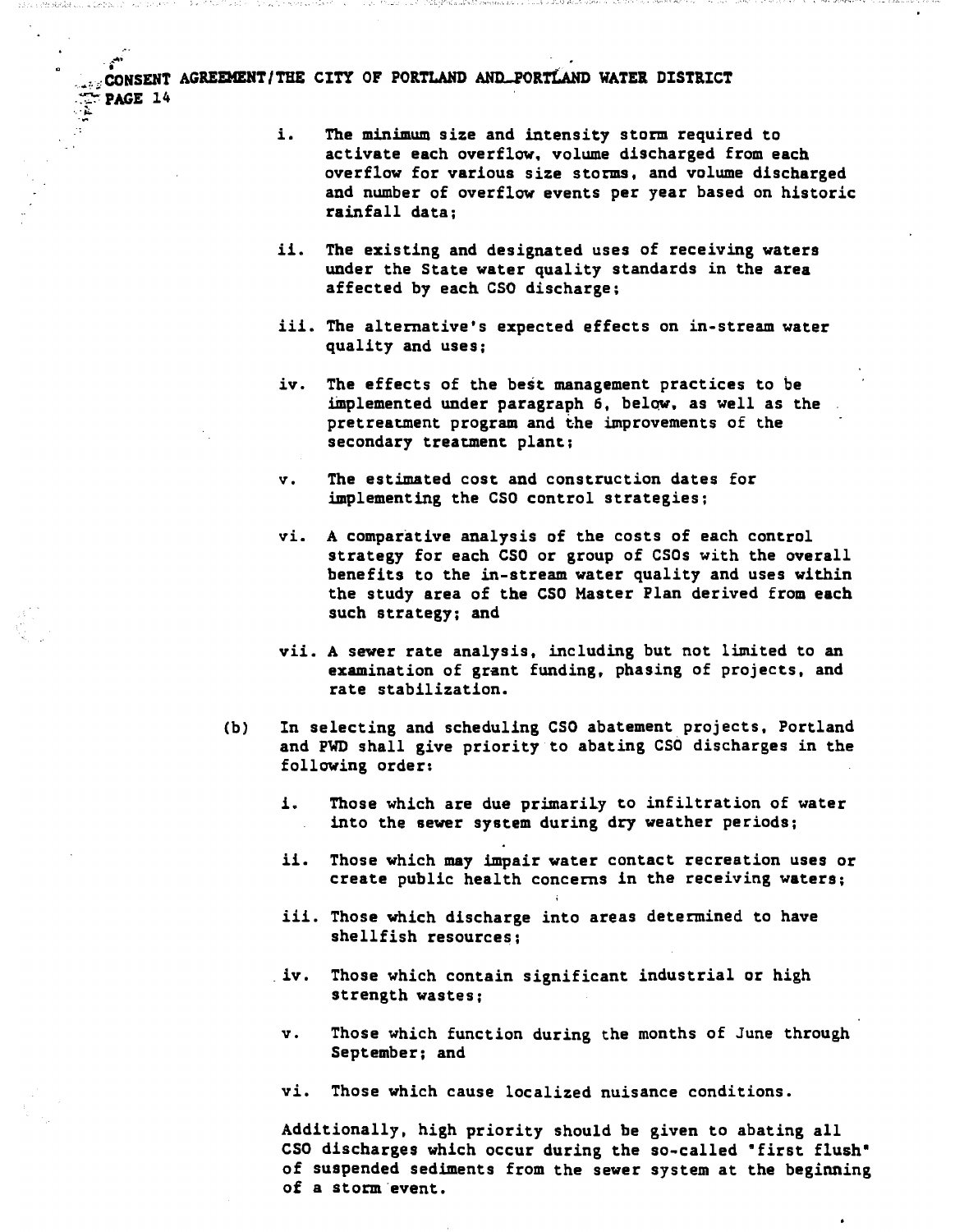i. The minimum size and intensity storm required to activate each overflow, volume discharged from each overflow for various size storms, and volume discharged and number of overflow events per year based on historic rainfall data;

ii. The existing and designated uses of receiving waters under the State water quality standards in the area affected by each CSO discharge;

iii. The alternative's expected effects on in-stream water quality and uses;

iv. The effects of the best management practices to be implemented under paragraph 6, below, as well as the pretreatment program and the improvements of the secondary treatment plant;

v. The estimated cost and construction dates for implementing the CSO control strategies;

vi. A comparative analysis of the costs of each control strategy for each CSO or group of CSOs with the overall benefits to the in-stream water quality and uses within the study area of the CSO Master Plan derived from each such strategy; and

vii. A sewer rate analysis, including but not limited to an examination of grant funding, phasing of projects, and rate stabilization.

(b) In selecting and scheduling CSO abatement projects, Portland and PWD shall give priority to abating CSO discharges in the following order:

i. Those which are due primarily to infiltration of water into the sewer system during dry weather periods;

ii. Those which may impair water contact recreation uses or create public health concerns in the receiving waters;

iii. Those which discharge into areas determined to have shellfish resources;

iv. Those which contain significant industrial or high strength wastes;

v. Those which function during the months of June through September; and

vi. Those which cause localized nuisance conditions.

Additionally, high priority should be given to abating all CSO discharges which occur during the so-called "first flush" of suspended sediments from the sewer system at the beginning of a storm event.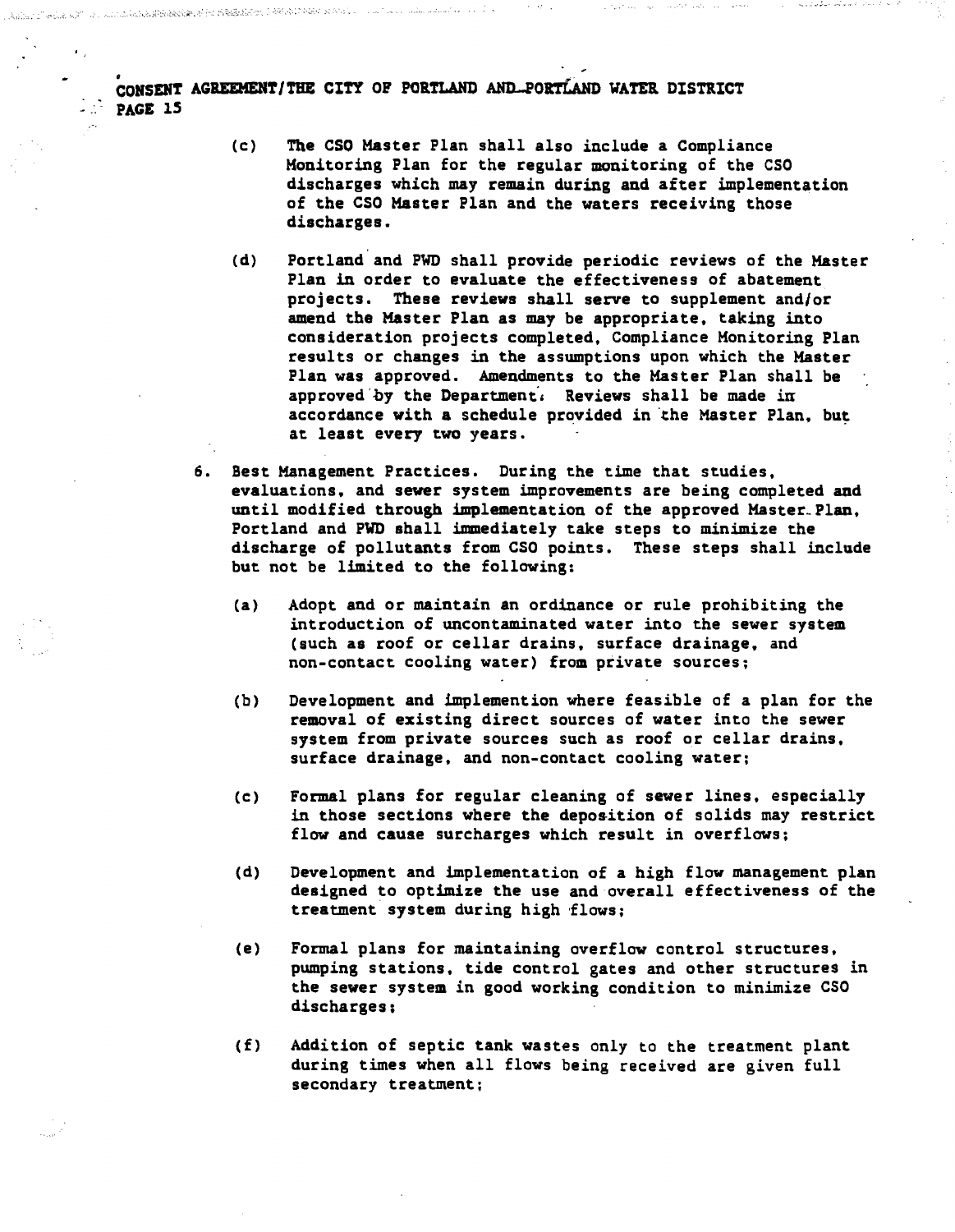(c) The CSO Master Plan shall also include a Compliance Monitoring Plan for the regular monitoring of the CSO discharges which may remain during and after implementation of the CSO Master Plan and the waters receiving those discharges.

(d) Portland and PWD shall provide periodic reviews of the Master Plan in order to evaluate the effectiveness of abatement projects. These reviews shall serve to supplement and/or amend the Master Plan as may be appropriate, taking into consideration projects completed, Compliance Monitoring Plan results or changes in the assumptions upon which the Master Plan was approved. Amendments to the Master Plan shall be approved by the Department. Reviews shall be made in accordance with a schedule provided in the Master Plan, but at least every two years.

6. Best Management Practices. During the time that studies, evaluations, and sewer system improvements are being completed and until modified through implementation of the approved Master Plan, Portland and PWD shall immediately take steps to minimize the discharge of pollutants from CSO points. These steps shall include but not be limited to the following:

(a) Adopt and or maintain an ordinance or rule prohibiting the introduction of uncontaminated water into the sewer system (such as roof or cellar drains, surface drainage, and non-contact cooling water) from private sources;

(b) Development and implemention where feasible of a plan for the removal of existing direct sources of water into the sewer system from private sources such as roof or cellar drains, surface drainage, and non-contact cooling water;

(c) Formal plans for regular cleaning of sewer lines, especially in those sections where the deposition of solids may restrict flow and cause surcharges which result in overflows;

(d) Development and implementation of a high flow management plan designed to optimize the use and overall effectiveness of the treatment system during high flows;

(e) Formal plans for maintaining overflow control structures, pumping stations, tide control gates and other structures in the sewer system in good working condition to minimize CSO discharges;

(f) Addition of septic tank wastes only to the treatment plant during times when all flows being received are given full secondary treatment;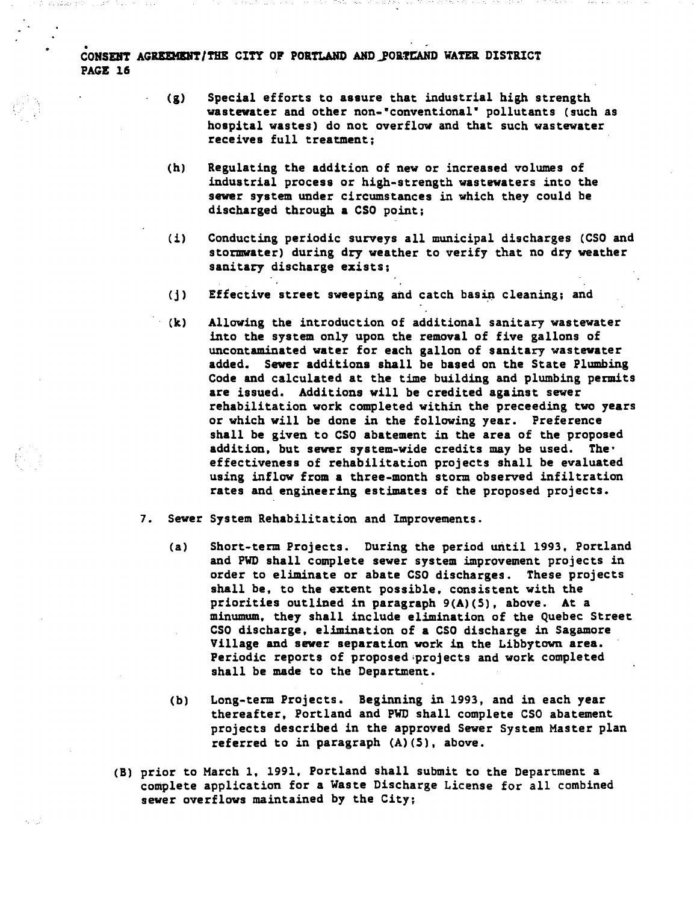(g) Special efforts to assure that industrial high strength wastewater and other non-"conventional" pollutants (such as hospital wastes) do not overflow and that such wastewater receives full treatment;

(h) Regulating the addition of new or increased volumes of industrial process or high-strength wastewaters into the sewer system under circumstances in which they could be discharged through a CSO point;

(i) Conducting periodic surveys all municipal discharges (CSO and stormwater) during dry weather to verify that no dry weather sanitary discharge exists;

(j) Effective street sweeping and catch basin cleaning; and

(k) Allowing the introduction of additional sanitary wastewater into the system only upon the removal of five gallons of uncontaminated water for each gallon of sanitary wastewater added. Sewer additions shall be based on the State Plumbing Code and calculated at the time building and plumbing permits are issued. Additions will be credited against sewer rehabilitation work completed within the preceeding two years or which will be done in the following year. Preference shall be given to CSO abatement in the area of the proposed addition, but sewer system-wide credits may be used. The effectiveness of rehabilitation projects shall be evaluated using inflow from a three-month storm observed infiltration rates and engineering estimates of the proposed projects.

7. Sewer System Rehabilitation and Improvements.

   (a) Short-term Projects. During the period until 1993, Portland and PWD shall complete sewer system improvement projects in order to eliminate or abate CSO discharges. These projects shall be, to the extent possible, consistent with the priorities outlined in paragraph 9(A)(5), above. At a minumum, they shall include elimination of the Quebec Street CSO discharge, elimination of a CSO discharge in Sagamore Village and sewer separation work in the Libbytown area. Periodic reports of proposed projects and work completed shall be made to the Department.

   (b) Long-term Projects. Beginning in 1993, and in each year thereafter, Portland and PWD shall complete CSO abatement projects described in the approved Sewer System Master plan referred to in paragraph (A)(5), above.

(B) prior to March 1, 1991, Portland shall submit to the Department a complete application for a Waste Discharge License for all combined sewer overflows maintained by the City;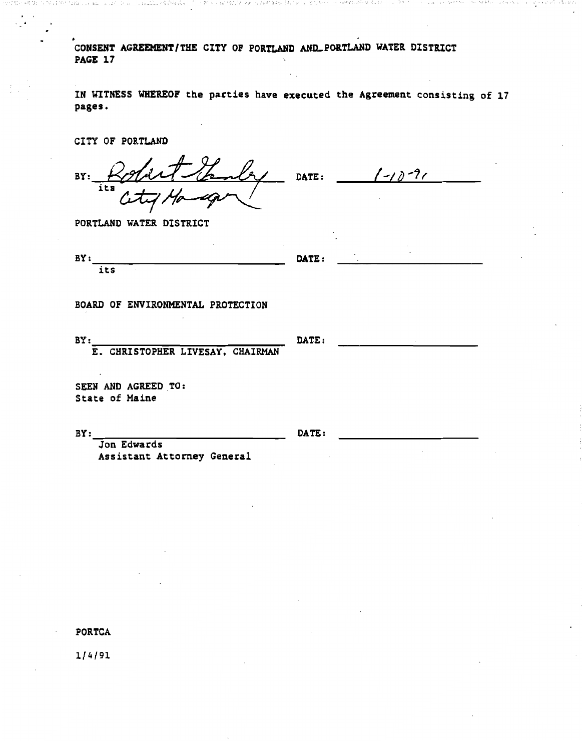CONSENT AGREEMENT/THE CITY OF PORTLAND AND PORTLAND WATER DISTRICT
PAGE 17

IN WITNESS WHEREOF the parties have executed the Agreement consisting of 17 pages.

CITY OF PORTLAND

BY: Robert Ganley  DATE: 1-10-91
its City Manager

PORTLAND WATER DISTRICT

BY: ______________________________ DATE: ____________________
its

BOARD OF ENVIRONMENTAL PROTECTION

BY: ______________________________ DATE: ____________________
E. CHRISTOPHER LIVESAY, CHAIRMAN

SEEN AND AGREED TO:
State of Maine

BY: ______________________________ DATE: ____________________
Jon Edwards
Assistant Attorney General

PORTCA

1/4/91